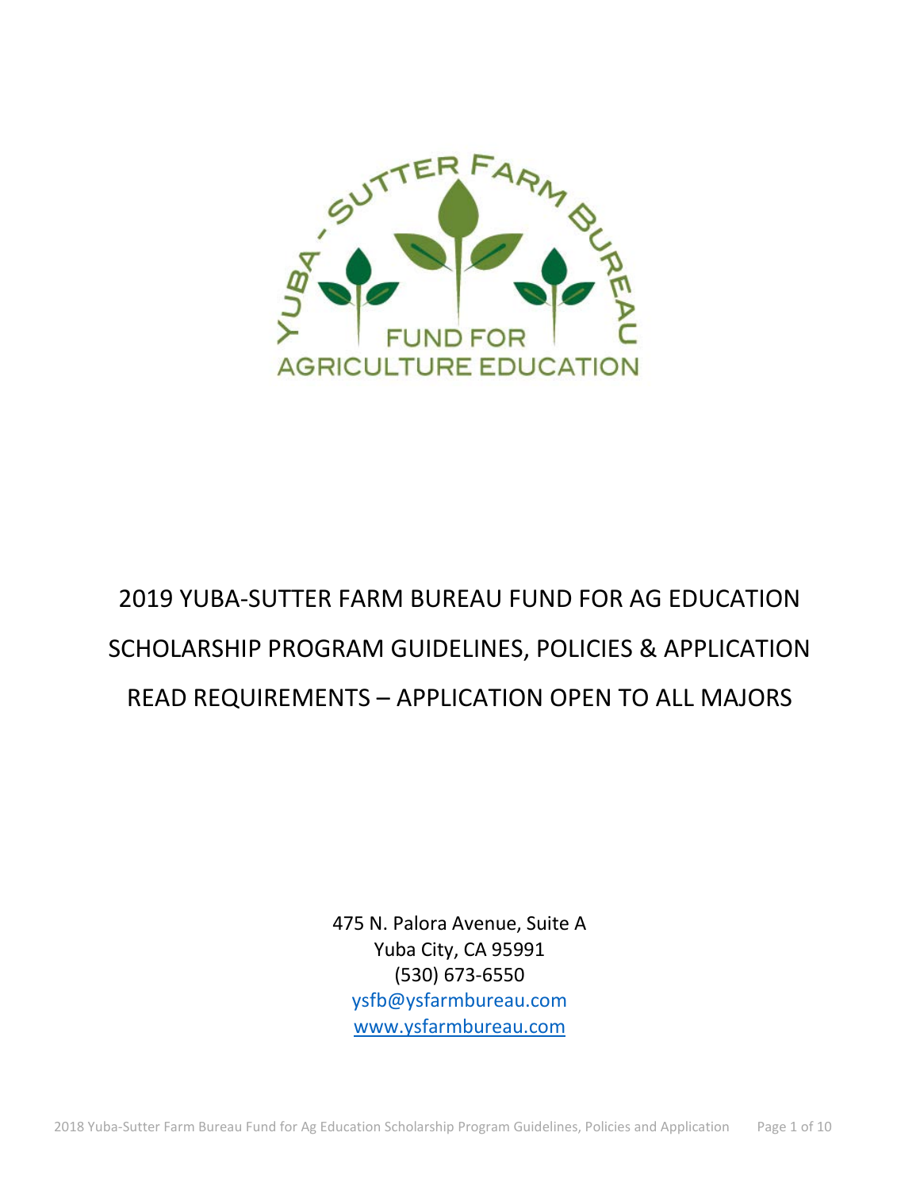# 2019 YUBA-SUTTER FARM BUREAU FUND FOR AG EDUCATION SCHOLARSHIP PROGRAM GUIDELINES, POLICIES & APPLICATION

## READ REQUIREMENTS – APPLICATION OPEN TO ALL MAJORS

475 N. Palora Avenue, Suite A
Yuba City, CA 95991
(530) 673-6550
ysfb@ysfarmbureau.com
www.ysfarmbureau.com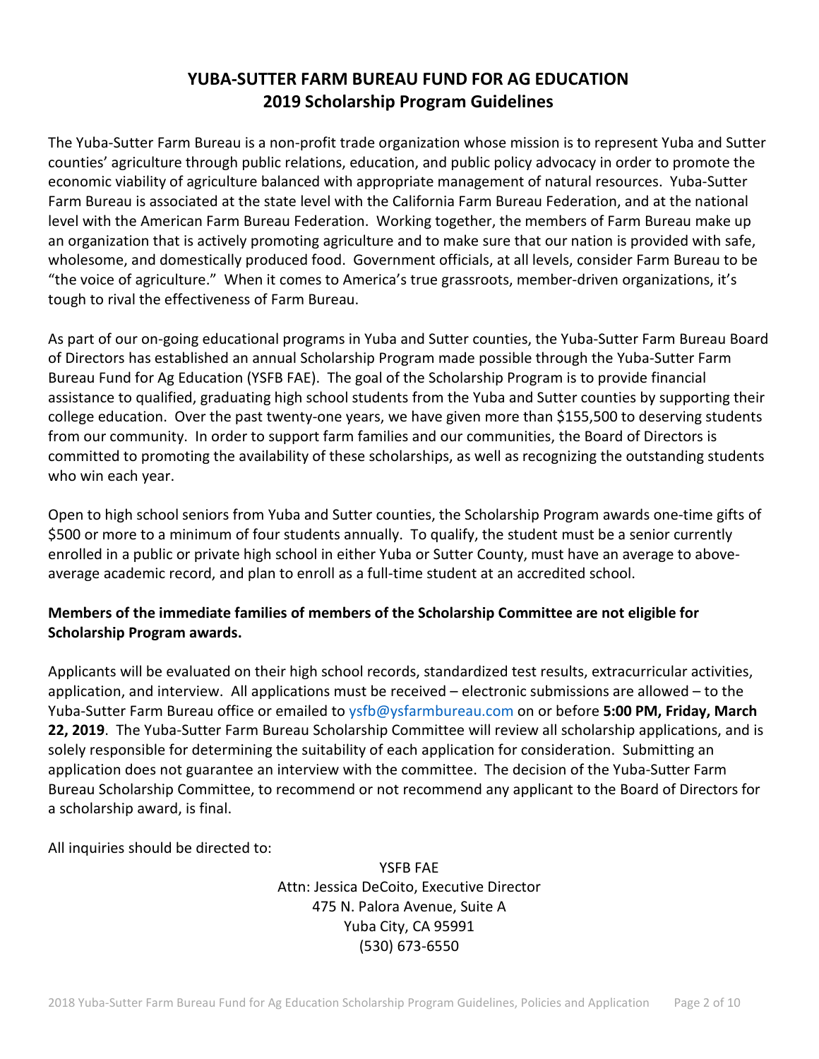# YUBA-SUTTER FARM BUREAU FUND FOR AG EDUCATION
## 2019 Scholarship Program Guidelines

The Yuba-Sutter Farm Bureau is a non-profit trade organization whose mission is to represent Yuba and Sutter counties' agriculture through public relations, education, and public policy advocacy in order to promote the economic viability of agriculture balanced with appropriate management of natural resources. Yuba-Sutter Farm Bureau is associated at the state level with the California Farm Bureau Federation, and at the national level with the American Farm Bureau Federation. Working together, the members of Farm Bureau make up an organization that is actively promoting agriculture and to make sure that our nation is provided with safe, wholesome, and domestically produced food. Government officials, at all levels, consider Farm Bureau to be "the voice of agriculture." When it comes to America's true grassroots, member-driven organizations, it's tough to rival the effectiveness of Farm Bureau.

As part of our on-going educational programs in Yuba and Sutter counties, the Yuba-Sutter Farm Bureau Board of Directors has established an annual Scholarship Program made possible through the Yuba-Sutter Farm Bureau Fund for Ag Education (YSFB FAE). The goal of the Scholarship Program is to provide financial assistance to qualified, graduating high school students from the Yuba and Sutter counties by supporting their college education. Over the past twenty-one years, we have given more than $155,500 to deserving students from our community. In order to support farm families and our communities, the Board of Directors is committed to promoting the availability of these scholarships, as well as recognizing the outstanding students who win each year.

Open to high school seniors from Yuba and Sutter counties, the Scholarship Program awards one-time gifts of $500 or more to a minimum of four students annually. To qualify, the student must be a senior currently enrolled in a public or private high school in either Yuba or Sutter County, must have an average to above-average academic record, and plan to enroll as a full-time student at an accredited school.

**Members of the immediate families of members of the Scholarship Committee are not eligible for Scholarship Program awards.**

Applicants will be evaluated on their high school records, standardized test results, extracurricular activities, application, and interview. All applications must be received – electronic submissions are allowed – to the Yuba-Sutter Farm Bureau office or emailed to ysfb@ysfarmbureau.com on or before **5:00 PM, Friday, March 22, 2019**. The Yuba-Sutter Farm Bureau Scholarship Committee will review all scholarship applications, and is solely responsible for determining the suitability of each application for consideration. Submitting an application does not guarantee an interview with the committee. The decision of the Yuba-Sutter Farm Bureau Scholarship Committee, to recommend or not recommend any applicant to the Board of Directors for a scholarship award, is final.

All inquiries should be directed to:

YSFB FAE  
Attn: Jessica DeCoito, Executive Director  
475 N. Palora Avenue, Suite A  
Yuba City, CA 95991  
(530) 673-6550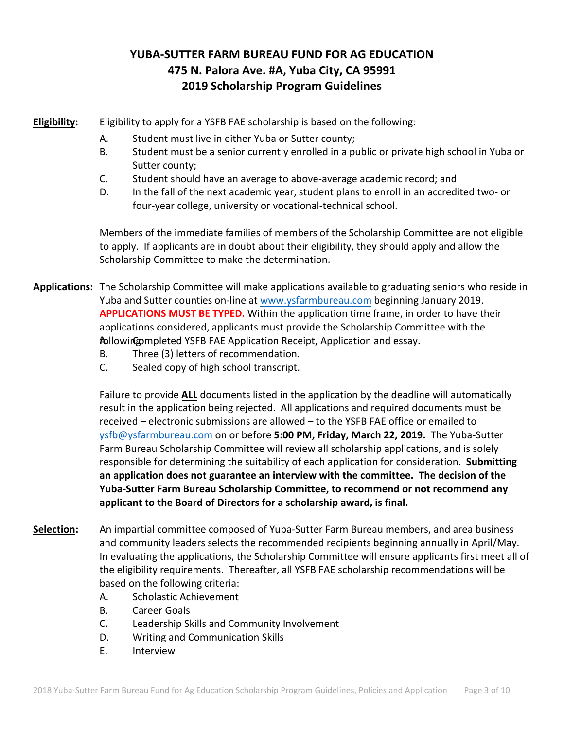# YUBA-SUTTER FARM BUREAU FUND FOR AG EDUCATION
## 475 N. Palora Ave. #A, Yuba City, CA 95991
## 2019 Scholarship Program Guidelines

**Eligibility:** Eligibility to apply for a YSFB FAE scholarship is based on the following:

A. Student must live in either Yuba or Sutter county;
B. Student must be a senior currently enrolled in a public or private high school in Yuba or Sutter county;
C. Student should have an average to above-average academic record; and
D. In the fall of the next academic year, student plans to enroll in an accredited two- or four-year college, university or vocational-technical school.

Members of the immediate families of members of the Scholarship Committee are not eligible to apply. If applicants are in doubt about their eligibility, they should apply and allow the Scholarship Committee to make the determination.

**Applications:** The Scholarship Committee will make applications available to graduating seniors who reside in Yuba and Sutter counties on-line at www.ysfarmbureau.com beginning January 2019. **APPLICATIONS MUST BE TYPED.** Within the application time frame, in order to have their applications considered, applicants must provide the Scholarship Committee with the following:

A. Completed YSFB FAE Application Receipt, Application and essay.
B. Three (3) letters of recommendation.
C. Sealed copy of high school transcript.

Failure to provide **ALL** documents listed in the application by the deadline will automatically result in the application being rejected. All applications and required documents must be received – electronic submissions are allowed – to the YSFB FAE office or emailed to ysfb@ysfarmbureau.com on or before **5:00 PM, Friday, March 22, 2019.** The Yuba-Sutter Farm Bureau Scholarship Committee will review all scholarship applications, and is solely responsible for determining the suitability of each application for consideration. **Submitting an application does not guarantee an interview with the committee. The decision of the Yuba-Sutter Farm Bureau Scholarship Committee, to recommend or not recommend any applicant to the Board of Directors for a scholarship award, is final.**

**Selection:** An impartial committee composed of Yuba-Sutter Farm Bureau members, and area business and community leaders selects the recommended recipients beginning annually in April/May. In evaluating the applications, the Scholarship Committee will ensure applicants first meet all of the eligibility requirements. Thereafter, all YSFB FAE scholarship recommendations will be based on the following criteria:

A. Scholastic Achievement
B. Career Goals
C. Leadership Skills and Community Involvement
D. Writing and Communication Skills
E. Interview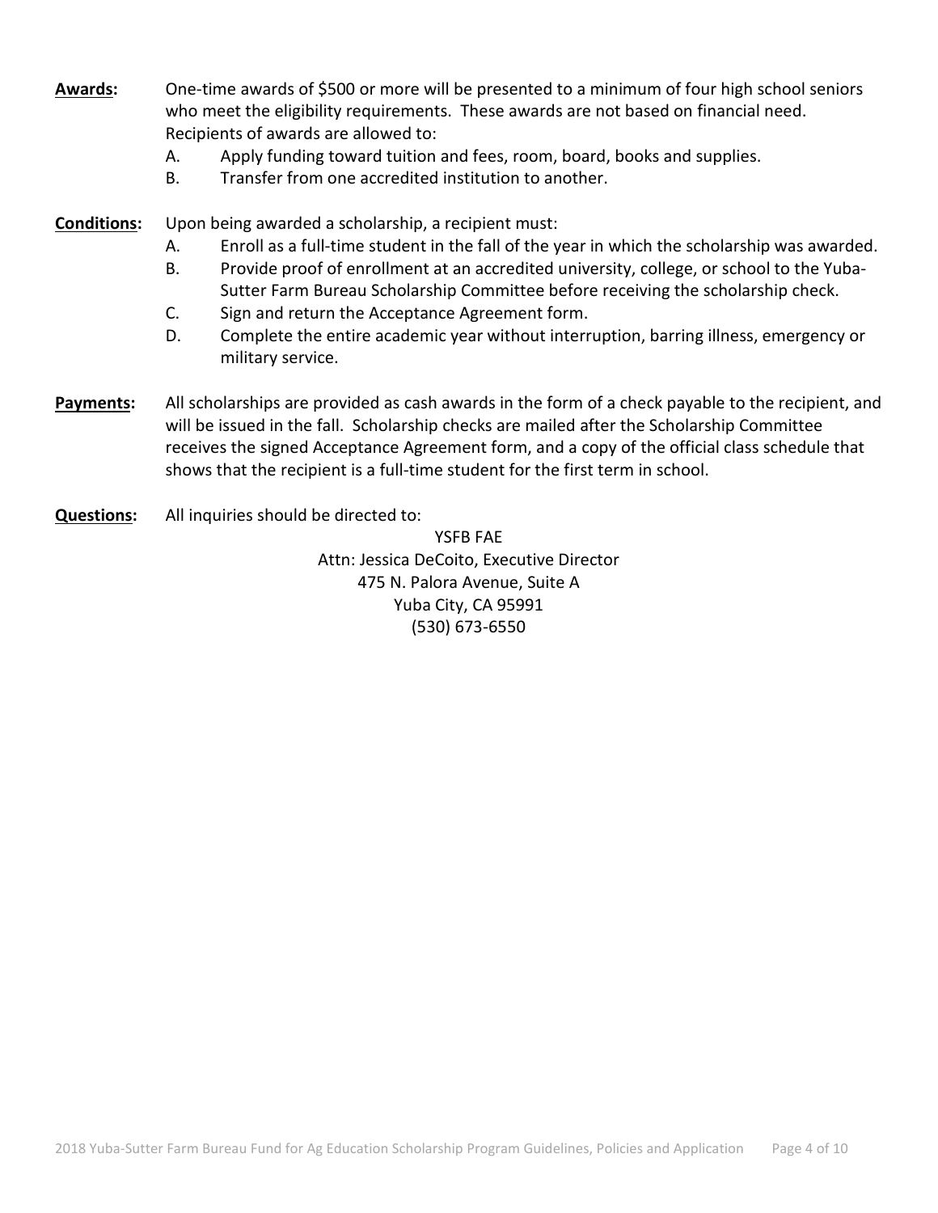**Awards:** One-time awards of $500 or more will be presented to a minimum of four high school seniors who meet the eligibility requirements. These awards are not based on financial need. Recipients of awards are allowed to:

A. Apply funding toward tuition and fees, room, board, books and supplies.
B. Transfer from one accredited institution to another.

**Conditions:** Upon being awarded a scholarship, a recipient must:

A. Enroll as a full-time student in the fall of the year in which the scholarship was awarded.
B. Provide proof of enrollment at an accredited university, college, or school to the Yuba-Sutter Farm Bureau Scholarship Committee before receiving the scholarship check.
C. Sign and return the Acceptance Agreement form.
D. Complete the entire academic year without interruption, barring illness, emergency or military service.

**Payments:** All scholarships are provided as cash awards in the form of a check payable to the recipient, and will be issued in the fall. Scholarship checks are mailed after the Scholarship Committee receives the signed Acceptance Agreement form, and a copy of the official class schedule that shows that the recipient is a full-time student for the first term in school.

**Questions:** All inquiries should be directed to:

YSFB FAE
Attn: Jessica DeCoito, Executive Director
475 N. Palora Avenue, Suite A
Yuba City, CA 95991
(530) 673-6550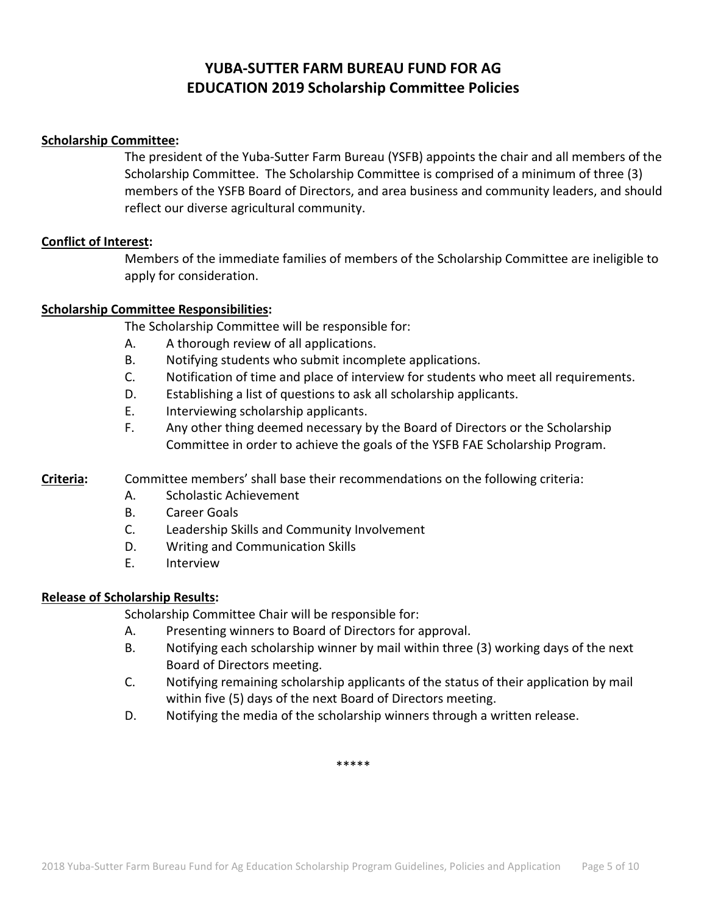# YUBA-SUTTER FARM BUREAU FUND FOR AG EDUCATION 2019 Scholarship Committee Policies

**Scholarship Committee:**

The president of the Yuba-Sutter Farm Bureau (YSFB) appoints the chair and all members of the Scholarship Committee. The Scholarship Committee is comprised of a minimum of three (3) members of the YSFB Board of Directors, and area business and community leaders, and should reflect our diverse agricultural community.

**Conflict of Interest:**

Members of the immediate families of members of the Scholarship Committee are ineligible to apply for consideration.

**Scholarship Committee Responsibilities:**

The Scholarship Committee will be responsible for:

A. A thorough review of all applications.
B. Notifying students who submit incomplete applications.
C. Notification of time and place of interview for students who meet all requirements.
D. Establishing a list of questions to ask all scholarship applicants.
E. Interviewing scholarship applicants.
F. Any other thing deemed necessary by the Board of Directors or the Scholarship Committee in order to achieve the goals of the YSFB FAE Scholarship Program.

**Criteria:** Committee members' shall base their recommendations on the following criteria:

A. Scholastic Achievement
B. Career Goals
C. Leadership Skills and Community Involvement
D. Writing and Communication Skills
E. Interview

**Release of Scholarship Results:**

Scholarship Committee Chair will be responsible for:

A. Presenting winners to Board of Directors for approval.
B. Notifying each scholarship winner by mail within three (3) working days of the next Board of Directors meeting.
C. Notifying remaining scholarship applicants of the status of their application by mail within five (5) days of the next Board of Directors meeting.
D. Notifying the media of the scholarship winners through a written release.

*****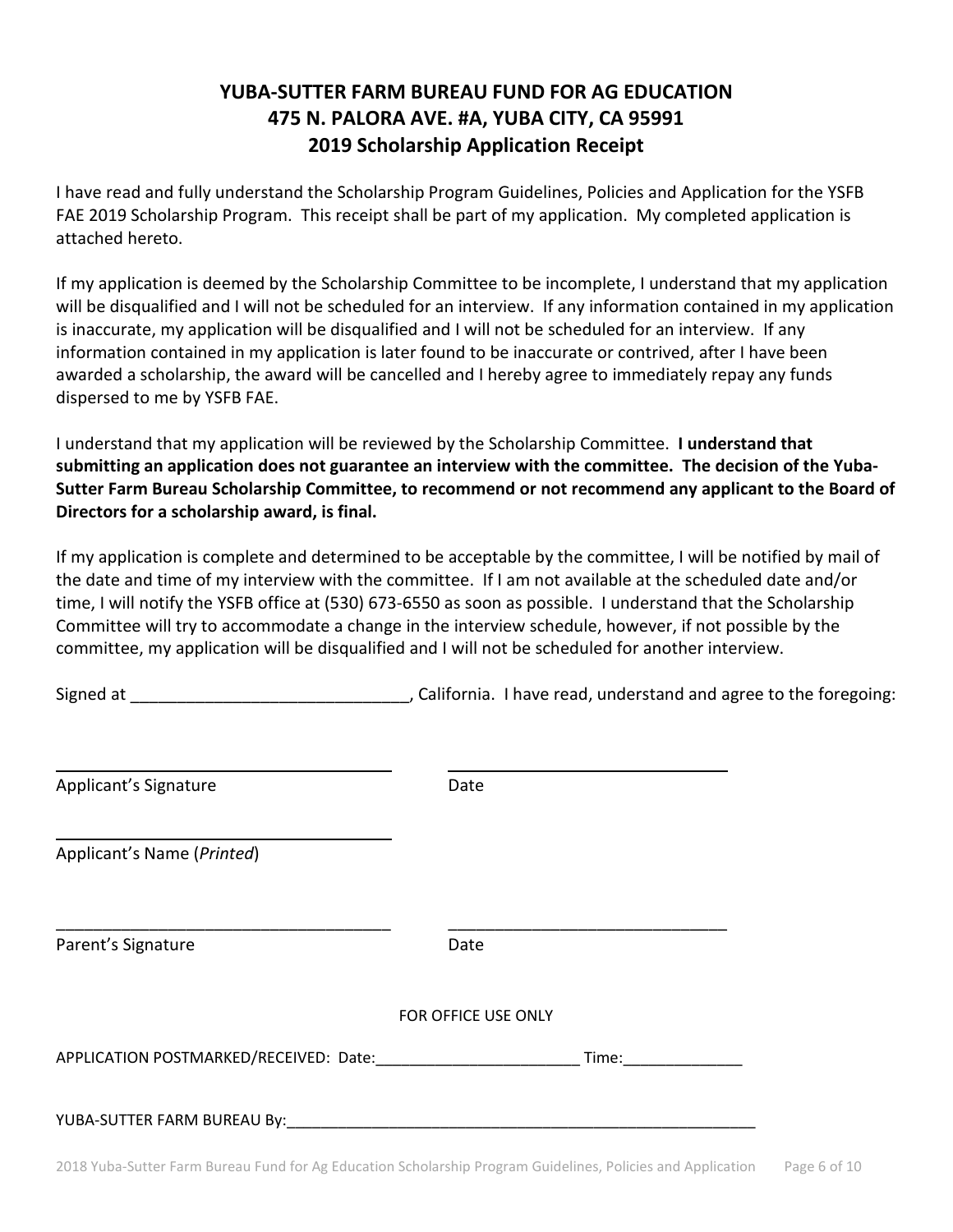# YUBA-SUTTER FARM BUREAU FUND FOR AG EDUCATION
## 475 N. PALORA AVE. #A, YUBA CITY, CA 95991
## 2019 Scholarship Application Receipt

I have read and fully understand the Scholarship Program Guidelines, Policies and Application for the YSFB FAE 2019 Scholarship Program. This receipt shall be part of my application. My completed application is attached hereto.

If my application is deemed by the Scholarship Committee to be incomplete, I understand that my application will be disqualified and I will not be scheduled for an interview. If any information contained in my application is inaccurate, my application will be disqualified and I will not be scheduled for an interview. If any information contained in my application is later found to be inaccurate or contrived, after I have been awarded a scholarship, the award will be cancelled and I hereby agree to immediately repay any funds dispersed to me by YSFB FAE.

I understand that my application will be reviewed by the Scholarship Committee. **I understand that submitting an application does not guarantee an interview with the committee. The decision of the Yuba-Sutter Farm Bureau Scholarship Committee, to recommend or not recommend any applicant to the Board of Directors for a scholarship award, is final.**

If my application is complete and determined to be acceptable by the committee, I will be notified by mail of the date and time of my interview with the committee. If I am not available at the scheduled date and/or time, I will notify the YSFB office at (530) 673-6550 as soon as possible. I understand that the Scholarship Committee will try to accommodate a change in the interview schedule, however, if not possible by the committee, my application will be disqualified and I will not be scheduled for another interview.

Signed at ______________________________, California. I have read, understand and agree to the foregoing:

____________________________________ ______________________________

Applicant's Signature Date

____________________________________

Applicant's Name (*Printed*)

____________________________________ ______________________________

Parent's Signature Date

FOR OFFICE USE ONLY

APPLICATION POSTMARKED/RECEIVED: Date:_______________________ Time:_____________

YUBA-SUTTER FARM BUREAU By:_________________________________________________________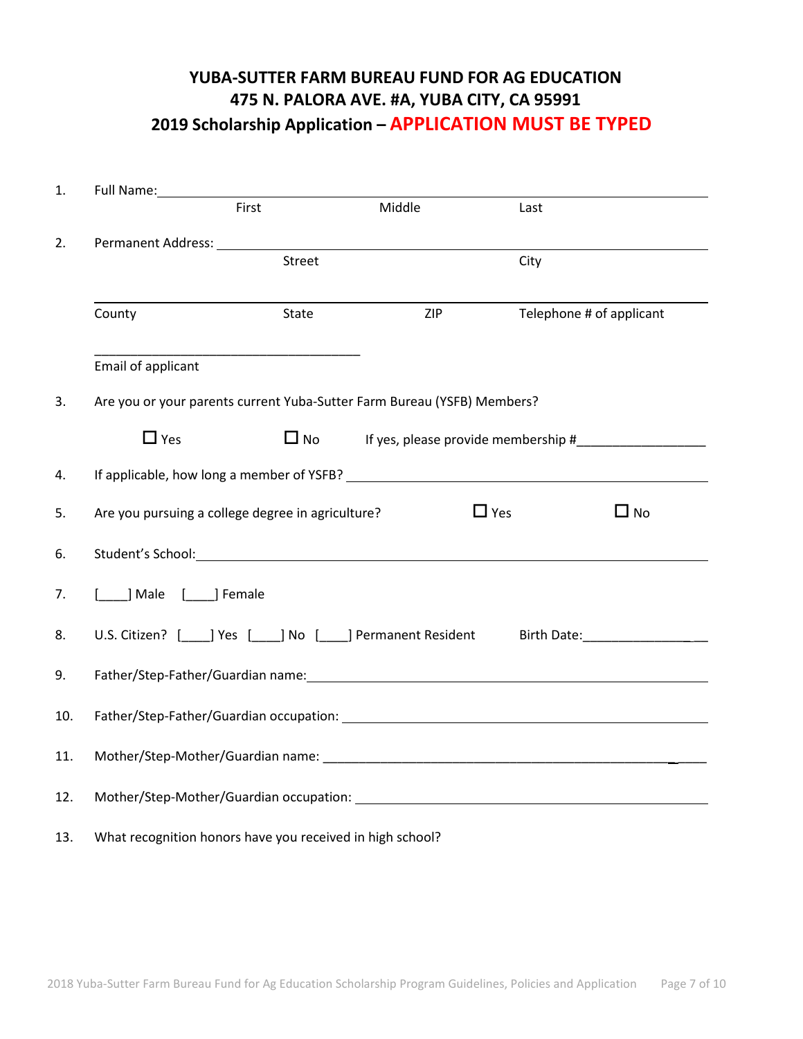# YUBA-SUTTER FARM BUREAU FUND FOR AG EDUCATION
# 475 N. PALORA AVE. #A, YUBA CITY, CA 95991
## 2019 Scholarship Application – APPLICATION MUST BE TYPED

1. Full Name: ______________________________________________
   First                Middle                Last

2. Permanent Address: ______________________________________________
   Street                City

   ______________________________________________
   County        State        ZIP        Telephone # of applicant

   ______________________________
   Email of applicant

3. Are you or your parents current Yuba-Sutter Farm Bureau (YSFB) Members?

   ☐ Yes        ☐ No        If yes, please provide membership #_________________

4. If applicable, how long a member of YSFB? ______________________________

5. Are you pursuing a college degree in agriculture?        ☐ Yes        ☐ No

6. Student's School: ______________________________________________

7. [____] Male    [____] Female

8. U.S. Citizen?  [____] Yes  [____] No  [____] Permanent Resident        Birth Date:_________________

9. Father/Step-Father/Guardian name: ______________________________________________

10. Father/Step-Father/Guardian occupation: ______________________________________________

11. Mother/Step-Mother/Guardian name: ______________________________________________

12. Mother/Step-Mother/Guardian occupation: ______________________________________________

13. What recognition honors have you received in high school?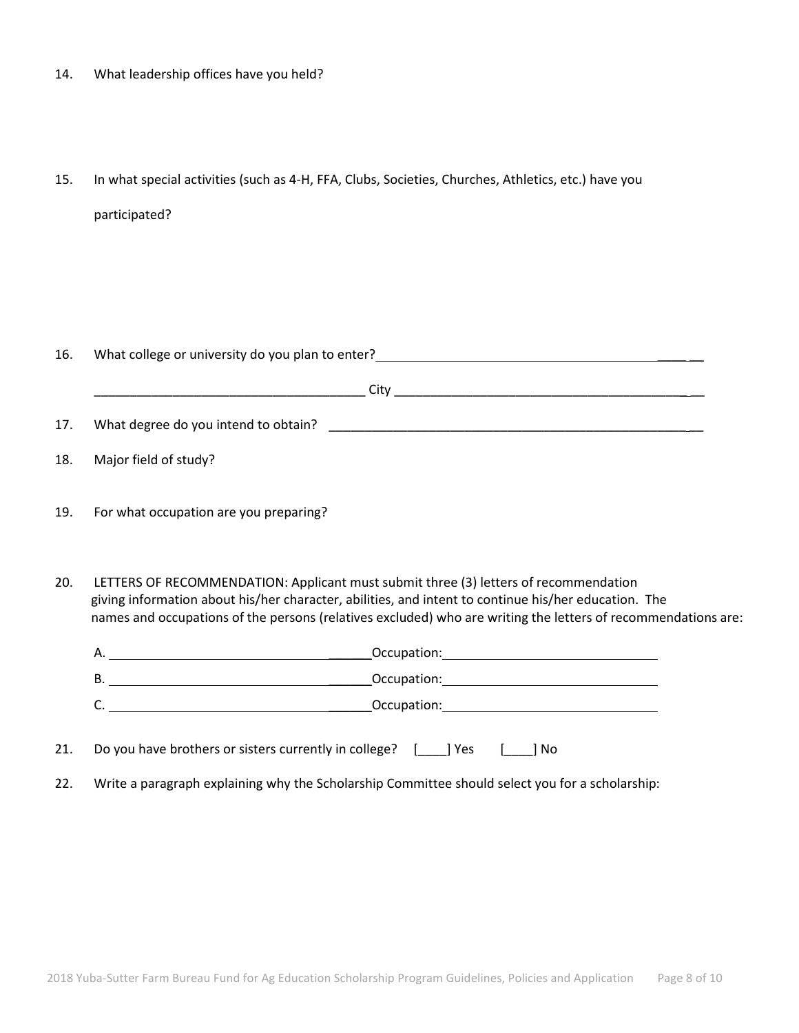14. What leadership offices have you held?

15. In what special activities (such as 4-H, FFA, Clubs, Societies, Churches, Athletics, etc.) have you participated?

16. What college or university do you plan to enter?_______________________________________________

_______________________________________ City _______________________________________________

17. What degree do you intend to obtain? _______________________________________________

18. Major field of study?

19. For what occupation are you preparing?

20. LETTERS OF RECOMMENDATION: Applicant must submit three (3) letters of recommendation giving information about his/her character, abilities, and intent to continue his/her education. The names and occupations of the persons (relatives excluded) who are writing the letters of recommendations are:

    A. _______________________________Occupation:______________________________

    B. _______________________________Occupation:______________________________

    C. _______________________________Occupation:______________________________

21. Do you have brothers or sisters currently in college? [____] Yes [____] No

22. Write a paragraph explaining why the Scholarship Committee should select you for a scholarship: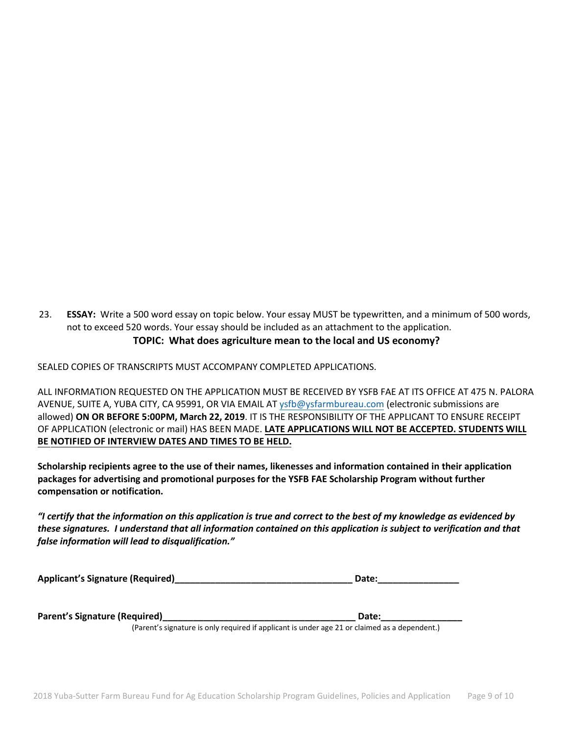23. **ESSAY:** Write a 500 word essay on topic below. Your essay MUST be typewritten, and a minimum of 500 words, not to exceed 520 words. Your essay should be included as an attachment to the application.

**TOPIC: What does agriculture mean to the local and US economy?**

SEALED COPIES OF TRANSCRIPTS MUST ACCOMPANY COMPLETED APPLICATIONS.

ALL INFORMATION REQUESTED ON THE APPLICATION MUST BE RECEIVED BY YSFB FAE AT ITS OFFICE AT 475 N. PALORA AVENUE, SUITE A, YUBA CITY, CA 95991, OR VIA EMAIL AT ysfb@ysfarmbureau.com (electronic submissions are allowed) **ON OR BEFORE 5:00PM, March 22, 2019**. IT IS THE RESPONSIBILITY OF THE APPLICANT TO ENSURE RECEIPT OF APPLICATION (electronic or mail) HAS BEEN MADE. **LATE APPLICATIONS WILL NOT BE ACCEPTED. STUDENTS WILL BE NOTIFIED OF INTERVIEW DATES AND TIMES TO BE HELD.**

**Scholarship recipients agree to the use of their names, likenesses and information contained in their application packages for advertising and promotional purposes for the YSFB FAE Scholarship Program without further compensation or notification.**

***"I certify that the information on this application is true and correct to the best of my knowledge as evidenced by these signatures. I understand that all information contained on this application is subject to verification and that false information will lead to disqualification."***

**Applicant's Signature (Required)\_\_\_\_\_\_\_\_\_\_\_\_\_\_\_\_\_\_\_\_\_\_\_\_\_\_\_\_\_\_\_\_\_\_\_ Date:\_\_\_\_\_\_\_\_\_\_\_\_\_\_\_\_**

**Parent's Signature (Required)\_\_\_\_\_\_\_\_\_\_\_\_\_\_\_\_\_\_\_\_\_\_\_\_\_\_\_\_\_\_\_\_\_\_\_\_\_\_ Date:\_\_\_\_\_\_\_\_\_\_\_\_\_\_\_\_**

(Parent's signature is only required if applicant is under age 21 or claimed as a dependent.)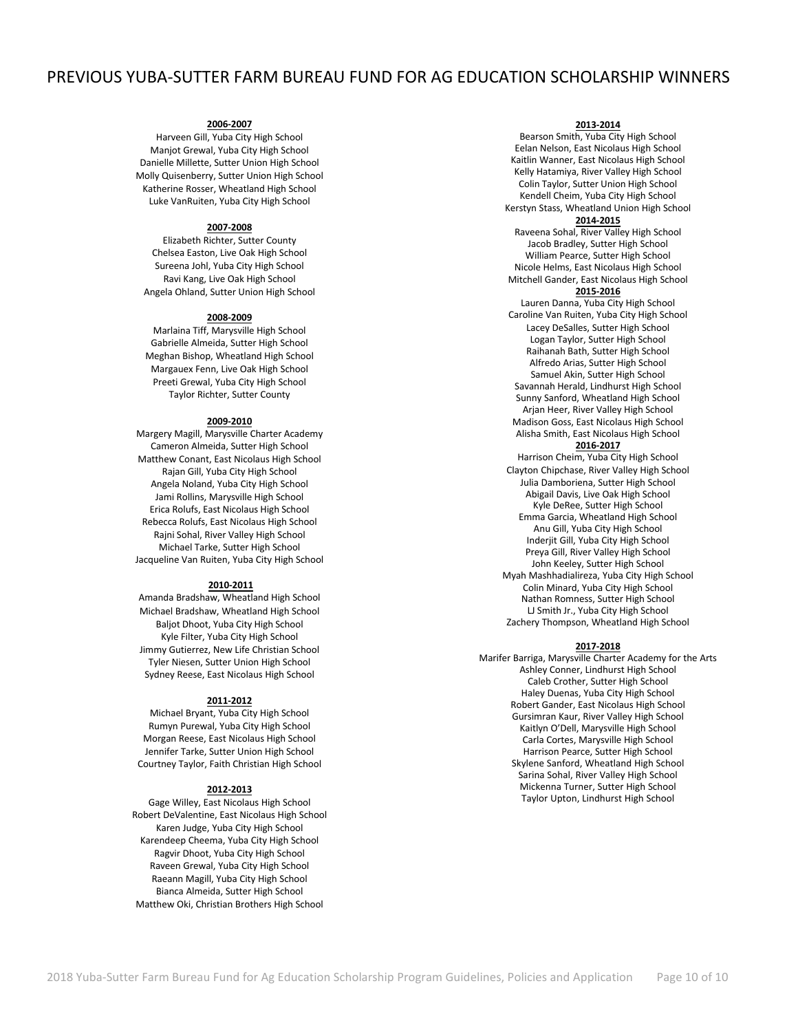# PREVIOUS YUBA-SUTTER FARM BUREAU FUND FOR AG EDUCATION SCHOLARSHIP WINNERS

**2006-2007**

Harveen Gill, Yuba City High School
Manjot Grewal, Yuba City High School
Danielle Millette, Sutter Union High School
Molly Quisenberry, Sutter Union High School
Katherine Rosser, Wheatland High School
Luke VanRuiten, Yuba City High School

**2007-2008**

Elizabeth Richter, Sutter County
Chelsea Easton, Live Oak High School
Sureena Johl, Yuba City High School
Ravi Kang, Live Oak High School
Angela Ohland, Sutter Union High School

**2008-2009**

Marlaina Tiff, Marysville High School
Gabrielle Almeida, Sutter High School
Meghan Bishop, Wheatland High School
Margauex Fenn, Live Oak High School
Preeti Grewal, Yuba City High School
Taylor Richter, Sutter County

**2009-2010**

Margery Magill, Marysville Charter Academy
Cameron Almeida, Sutter High School
Matthew Conant, East Nicolaus High School
Rajan Gill, Yuba City High School
Angela Noland, Yuba City High School
Jami Rollins, Marysville High School
Erica Rolufs, East Nicolaus High School
Rebecca Rolufs, East Nicolaus High School
Rajni Sohal, River Valley High School
Michael Tarke, Sutter High School
Jacqueline Van Ruiten, Yuba City High School

**2010-2011**

Amanda Bradshaw, Wheatland High School
Michael Bradshaw, Wheatland High School
Baljot Dhoot, Yuba City High School
Kyle Filter, Yuba City High School
Jimmy Gutierrez, New Life Christian School
Tyler Niesen, Sutter Union High School
Sydney Reese, East Nicolaus High School

**2011-2012**

Michael Bryant, Yuba City High School
Rumyn Purewal, Yuba City High School
Morgan Reese, East Nicolaus High School
Jennifer Tarke, Sutter Union High School
Courtney Taylor, Faith Christian High School

**2012-2013**

Gage Willey, East Nicolaus High School
Robert DeValentine, East Nicolaus High School
Karen Judge, Yuba City High School
Karendeep Cheema, Yuba City High School
Ragvir Dhoot, Yuba City High School
Raveen Grewal, Yuba City High School
Raeann Magill, Yuba City High School
Bianca Almeida, Sutter High School
Matthew Oki, Christian Brothers High School

**2013-2014**

Bearson Smith, Yuba City High School
Eelan Nelson, East Nicolaus High School
Kaitlin Wanner, East Nicolaus High School
Kelly Hatamiya, River Valley High School
Colin Taylor, Sutter Union High School
Kendell Cheim, Yuba City High School
Kerstyn Stass, Wheatland Union High School

**2014-2015**

Raveena Sohal, River Valley High School
Jacob Bradley, Sutter High School
William Pearce, Sutter High School
Nicole Helms, East Nicolaus High School
Mitchell Gander, East Nicolaus High School

**2015-2016**

Lauren Danna, Yuba City High School
Caroline Van Ruiten, Yuba City High School
Lacey DeSalles, Sutter High School
Logan Taylor, Sutter High School
Raihanah Bath, Sutter High School
Alfredo Arias, Sutter High School
Samuel Akin, Sutter High School
Savannah Herald, Lindhurst High School
Sunny Sanford, Wheatland High School
Arjan Heer, River Valley High School
Madison Goss, East Nicolaus High School
Alisha Smith, East Nicolaus High School

**2016-2017**

Harrison Cheim, Yuba City High School
Clayton Chipchase, River Valley High School
Julia Damboriena, Sutter High School
Abigail Davis, Live Oak High School
Kyle DeRee, Sutter High School
Emma Garcia, Wheatland High School
Anu Gill, Yuba City High School
Inderjit Gill, Yuba City High School
Preya Gill, River Valley High School
John Keeley, Sutter High School
Myah Mashhadialireza, Yuba City High School
Colin Minard, Yuba City High School
Nathan Romness, Sutter High School
LJ Smith Jr., Yuba City High School
Zachery Thompson, Wheatland High School

**2017-2018**

Marifer Barriga, Marysville Charter Academy for the Arts
Ashley Conner, Lindhurst High School
Caleb Crother, Sutter High School
Haley Duenas, Yuba City High School
Robert Gander, East Nicolaus High School
Gursimran Kaur, River Valley High School
Kaitlyn O'Dell, Marysville High School
Carla Cortes, Marysville High School
Harrison Pearce, Sutter High School
Skylene Sanford, Wheatland High School
Sarina Sohal, River Valley High School
Mickenna Turner, Sutter High School
Taylor Upton, Lindhurst High School